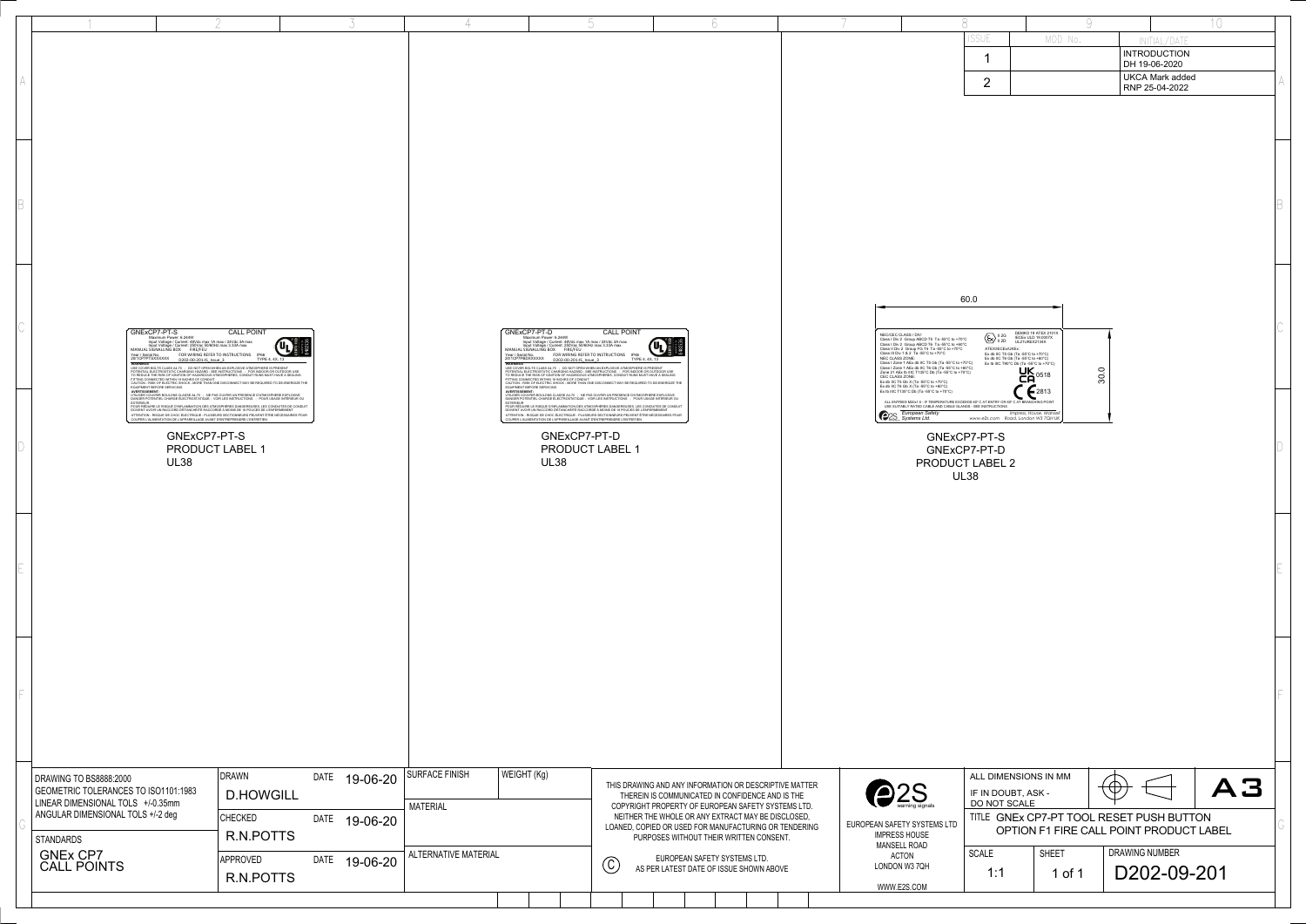| ISSUE | MOD. No. | INITIAL/DATE |
|---|---|---|
| 1 | | INTRODUCTION DH 19-06-2020 |
| 2 | | UKCA Mark added RNP 25-04-2022 |

**GNExCP7-PT-S** CALL POINT

Maximum Power: 6.24W
Input Voltage / Current: 48Vdc max 1A max / 24Vdc 3A max
Input Voltage / Current: 250Vac 50/60Hz max 3.33A max
MANUAL SIGNALLING BOX FIRE/FEU
Year / Serial No. FOR WIRING REFER TO INSTRUCTIONS IP66
20*GCP7PT/XXXXXXX D202-00-201-FL_Issue_3 TYPE 4, 4X, 13

WARNING: USE COVER BOLTS CLASS A4-70 - DO NOT OPEN WHEN AN EXPLOSIVE ATMOSPHERE IS PRESENT. POTENTIAL ELECTROSTATIC CHARGING HAZARD - SEE INSTRUCTIONS. FOR INDOOR OR OUTDOOR USE. TO REDUCE THE RISK OF IGNITION OF HAZARDOUS ATMOSPHERES, CONDUIT RUNS MUST HAVE A SEALING FITTING CONNECTED WITHIN 18 INCHES OF CONDUIT. CAUTION - RISK OF ELECTRIC SHOCK - MORE THAN ONE DISCONNECT MAY BE REQUIRED TO DE-ENERGIZE THE EQUIPMENT BEFORE SERVICING.

AVERTISSEMENT: UTILISER COUVERCLE BOULONS CLASSE A4-70 - NE PAS OUVRIR EN PRESENCE D'ATMOSPHERE EXPLOSIVE. DANGER POTENTIEL CHARGE ELECTROSTATIQUE - VOIR LES INSTRUCTIONS. POUR USAGE INTERIEUR OU EXTERIEUR. POUR REDUIRE LE RISQUE D'INFLAMMATION DES ATMOSPHERES DANGEREUSES, LES CONDUITES DE CONDUIT DOIVENT AVOIR UN RACCORD D'ETANCHEITE RACCORDE A MOINS DE 18 POUCES DE L'ENFERMEMENT. ATTENTION - RISQUE DE CHOC ELECTRIQUE - PLUSIEURS SECTIONNEURS PEUVENT ETRE NECESSAIRES POUR COUPER L'ALIMENTATION DE L'APPAREILLAGE AVANT D'ENTREPRENDRE L'ENTRETIEN.

GNExCP7-PT-S
PRODUCT LABEL 1
UL38

**GNExCP7-PT-D** CALL POINT

Maximum Power: 6.24W
Input Voltage / Current: 48Vdc max 1A max / 24Vdc 3A max
Input Voltage / Current: 250Vac 50/60Hz max 3.33A max
MANUAL SIGNALLING BOX FIRE/FEU
Year / Serial No. FOR WIRING REFER TO INSTRUCTIONS IP66
20*GCP7PT/XXXXXXX D202-00-201-FL_Issue_3 TYPE 4, 4X, 13

WARNING: USE COVER BOLTS CLASS A4-70 - DO NOT OPEN WHEN AN EXPLOSIVE ATMOSPHERE IS PRESENT. POTENTIAL ELECTROSTATIC CHARGING HAZARD - SEE INSTRUCTIONS. FOR INDOOR OR OUTDOOR USE. TO REDUCE THE RISK OF IGNITION OF HAZARDOUS ATMOSPHERES, CONDUIT RUNS MUST HAVE A SEALING FITTING CONNECTED WITHIN 18 INCHES OF CONDUIT. CAUTION - RISK OF ELECTRIC SHOCK - MORE THAN ONE DISCONNECT MAY BE REQUIRED TO DE-ENERGIZE THE EQUIPMENT BEFORE SERVICING.

AVERTISSEMENT: UTILISER COUVERCLE BOULONS CLASSE A4-70 - NE PAS OUVRIR EN PRESENCE D'ATMOSPHERE EXPLOSIVE. DANGER POTENTIEL CHARGE ELECTROSTATIQUE - VOIR LES INSTRUCTIONS. POUR USAGE INTERIEUR OU EXTERIEUR. POUR REDUIRE LE RISQUE D'INFLAMMATION DES ATMOSPHERES DANGEREUSES, LES CONDUITES DE CONDUIT DOIVENT AVOIR UN RACCORD D'ETANCHEITE RACCORDE A MOINS DE 18 POUCES DE L'ENFERMEMENT. ATTENTION - RISQUE DE CHOC ELECTRIQUE - PLUSIEURS SECTIONNEURS PEUVENT ETRE NECESSAIRES POUR COUPER L'ALIMENTATION DE L'APPAREILLAGE AVANT D'ENTREPRENDRE L'ENTRETIEN.

GNExCP7-PT-D
PRODUCT LABEL 1
UL38

60.0

30.0

NEC/CEC CLASS I DIV:
Class I Div 2: Group ABCD T6 Ta -50°C to +70°C
Class I Div 2: Group ABCD T6 Ta -50°C to +60°C
Class II Div 2: Group FG T6 Ta -50°C to +70°C
Class III Div 1 & 2: Ta -50°C to +70°C
NEC CLASS ZONE:
Class I Zone 1 AEx db IIC T5 Gb (Ta -50°C to +70°C)
Class I Zone 1 AEx db IIC T6 Gb (Ta -50°C to +60°C)
Zone 21 AEx tb IIIC T135°C Db (Ta -50°C to +70°C)
CEC CLASS ZONE:
Ex db IIC T5 Gb X (Ta -50°C to +70°C)
Ex db IIC T6 Gb X (Ta -50°C to +60°C)
Ex tb IIIC T135°C Db (Ta -50°C to +70°C)

II 2G II 2D — DEMKO 19 ATEX 2101X, IECEx ULD 19.0007X, UL21UKEX2134X
ATEX/IECEx/UKEx:
Ex db IIC T5 Gb (Ta -50°C to +70°C)
Ex db IIC T6 Gb (Ta -50°C to +60°C)
Ex tb IIIC T90°C Db (Ta -50°C to +70°C)

UKCA 0518
CE 2813

ALL ENTRIES M20x1.5 - IF TEMPERATURE EXCEEDS 60°C AT ENTRY OR 80°C AT BRANCHING POINT USE SUITABLY RATED CABLE AND CABLE GLANDS - SEE INSTRUCTIONS

European Safety Systems Ltd. — Impress House, Mansell Road, London W3 7QH UK — www.e2s.com

GNExCP7-PT-S
GNExCP7-PT-D
PRODUCT LABEL 2
UL38

| | | | | |
|---|---|---|---|---|
| DRAWING TO BS8888:2000 GEOMETRIC TOLERANCES TO ISO1101:1983 LINEAR DIMENSIONAL TOLS +/-0.35mm ANGULAR DIMENSIONAL TOLS +/-2 deg | DRAWN D.HOWGILL | DATE 19-06-20 | SURFACE FINISH | WEIGHT (Kg) |
| | CHECKED R.N.POTTS | DATE 19-06-20 | MATERIAL | |
| STANDARDS GNEx CP7 CALL POINTS | APPROVED R.N.POTTS | DATE 19-06-20 | ALTERNATIVE MATERIAL | |

THIS DRAWING AND ANY INFORMATION OR DESCRIPTIVE MATTER THEREIN IS COMMUNICATED IN CONFIDENCE AND IS THE COPYRIGHT PROPERTY OF EUROPEAN SAFETY SYSTEMS LTD. NEITHER THE WHOLE OR ANY EXTRACT MAY BE DISCLOSED, LOANED, COPIED OR USED FOR MANUFACTURING OR TENDERING PURPOSES WITHOUT THEIR WRITTEN CONSENT.

© EUROPEAN SAFETY SYSTEMS LTD. AS PER LATEST DATE OF ISSUE SHOWN ABOVE

E2S warning signals
EUROPEAN SAFETY SYSTEMS LTD
IMPRESS HOUSE
MANSELL ROAD
ACTON
LONDON W3 7QH
WWW.E2S.COM

ALL DIMENSIONS IN MM
IF IN DOUBT, ASK - DO NOT SCALE
A3

TITLE GNEx CP7-PT TOOL RESET PUSH BUTTON OPTION F1 FIRE CALL POINT PRODUCT LABEL

| SCALE | SHEET | DRAWING NUMBER |
|---|---|---|
| 1:1 | 1 of 1 | D202-09-201 |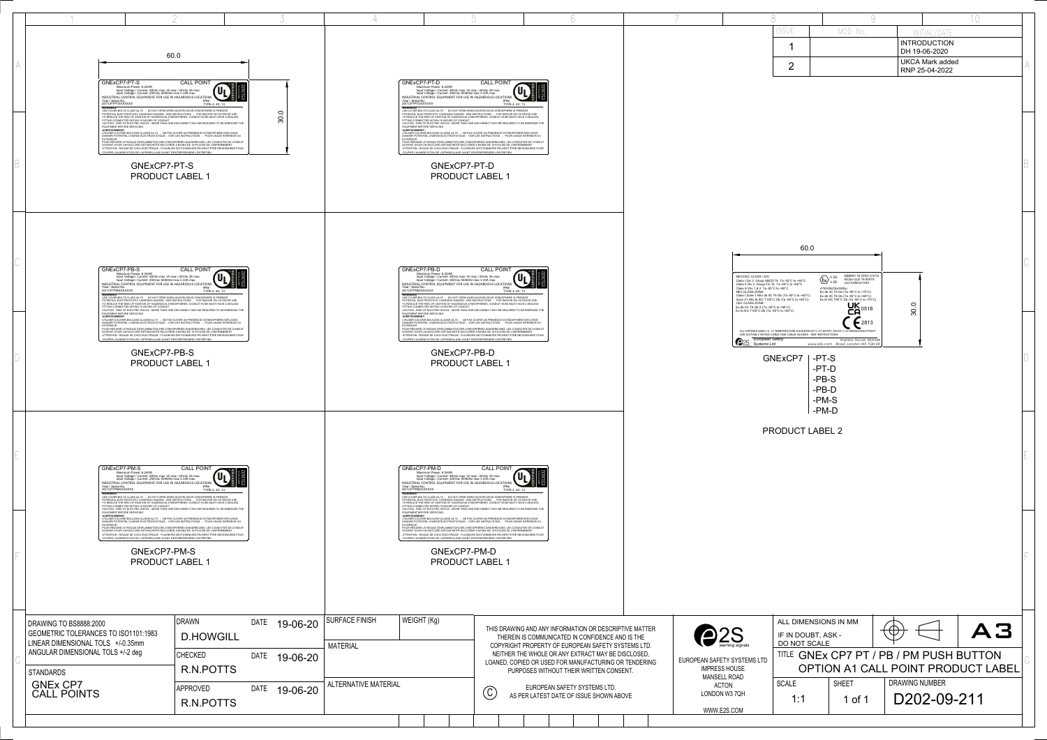| ISSUE | MOD No. | INITIAL/DATE |
|---|---|---|
| 1 | | INTRODUCTION DH 19-06-2020 |
| 2 | | UKCA Mark added RNP 25-04-2022 |

60.0

30.0

GNExCP7-PT-S CALL POINT
Maximum Power: 6.24W
Input Voltage / Current: 48Vdc max 1A max / 24Vdc 3A max
Input Voltage / Current: 250Vac 50/60Hz max 3.33A max
INDUSTRIAL CONTROL EQUIPMENT FOR USE IN HAZARDOUS LOCATIONS
Year / Serial No. IP66
201CPTPTSXXXXXX TYPE 4, 4X, 13

GNExCP7-PT-S
PRODUCT LABEL 1

GNExCP7-PT-D CALL POINT

GNExCP7-PT-D
PRODUCT LABEL 1

GNExCP7-PB-S CALL POINT

GNExCP7-PB-S
PRODUCT LABEL 1

GNExCP7-PB-D CALL POINT

GNExCP7-PB-D
PRODUCT LABEL 1

GNExCP7-PM-S CALL POINT

GNExCP7-PM-S
PRODUCT LABEL 1

GNExCP7-PM-D CALL POINT

GNExCP7-PM-D
PRODUCT LABEL 1

60.0

30.0

DEMKO 19 ATEX 2101X
IECEx ULD 19.0007X
UL21UKEX2134X

0518

2813

ALL ENTRIES M20x1.5 - IF TEMPERATURE EXCEEDS 60°C AT ENTRY OR 80°C AT BRANCHING POINT USE SUITABLY RATED CABLE AND CABLE GLANDS - SEE INSTRUCTIONS

European Safety Systems Ltd. Impress House, Mansell Road, London W3 7QH UK www.e2s.com

GNExCP7 -PT-S
-PT-D
-PB-S
-PB-D
-PM-S
-PM-D

PRODUCT LABEL 2

| | | | | |
|---|---|---|---|---|
| DRAWING TO BS8888:2000 GEOMETRIC TOLERANCES TO ISO1101:1983 LINEAR DIMENSIONAL TOLS +/-0.35mm ANGULAR DIMENSIONAL TOLS +/-2 deg | DRAWN D.HOWGILL | DATE 19-06-20 | SURFACE FINISH | WEIGHT (Kg) |
| | | | MATERIAL | |
| | CHECKED R.N.POTTS | DATE 19-06-20 | | |
| STANDARDS GNEx CP7 CALL POINTS | APPROVED R.N.POTTS | DATE 19-06-20 | ALTERNATIVE MATERIAL | |

THIS DRAWING AND ANY INFORMATION OR DESCRIPTIVE MATTER THEREIN IS COMMUNICATED IN CONFIDENCE AND IS THE COPYRIGHT PROPERTY OF EUROPEAN SAFETY SYSTEMS LTD. NEITHER THE WHOLE OR ANY EXTRACT MAY BE DISCLOSED, LOANED, COPIED OR USED FOR MANUFACTURING OR TENDERING PURPOSES WITHOUT THEIR WRITTEN CONSENT.

© EUROPEAN SAFETY SYSTEMS LTD. AS PER LATEST DATE OF ISSUE SHOWN ABOVE

e2S warning signals
EUROPEAN SAFETY SYSTEMS LTD
IMPRESS HOUSE
MANSELL ROAD
ACTON
LONDON W3 7QH
WWW.E2S.COM

ALL DIMENSIONS IN MM
IF IN DOUBT, ASK - DO NOT SCALE

A3

TITLE GNEx CP7 PT / PB / PM PUSH BUTTON OPTION A1 CALL POINT PRODUCT LABEL

| SCALE | SHEET | DRAWING NUMBER |
|---|---|---|
| 1:1 | 1 of 1 | D202-09-211 |